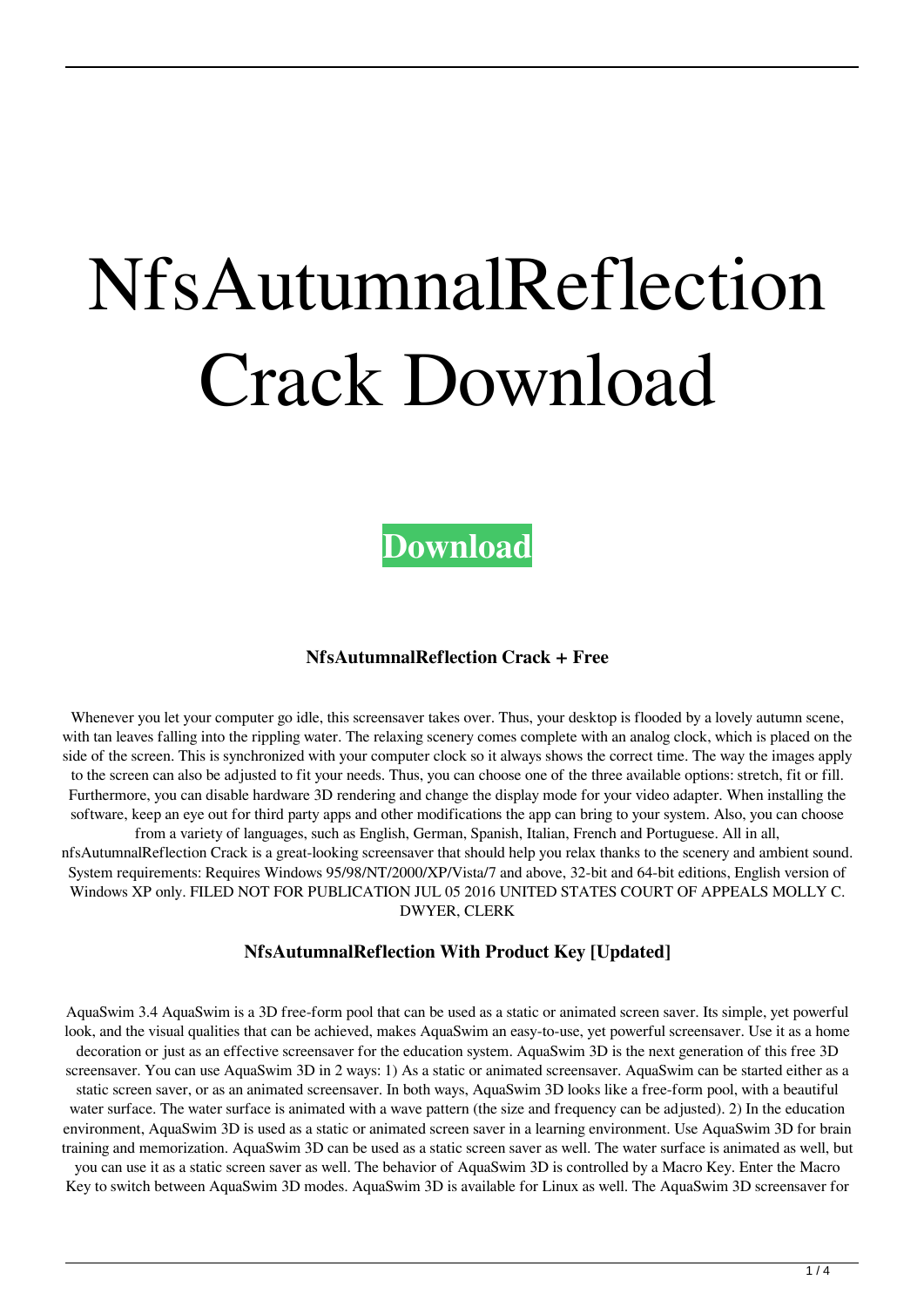# NfsAutumnalReflection Crack Download

**Download**

### NfsAutumnalReflection Crack + Free

Whenever you let your computer go idle, this screensaver takes over. Thus, your desktop is flooded by a lovely autumn scene, with tan leaves falling into the rippling water. The relaxing scenery comes complete with an analog clock, which is placed on the side of the screen. This is synchronized with your computer clock so it always shows the correct time. The way the images apply to the screen can also be adjusted to fit your needs. Thus, you can choose one of the three available options: stretch, fit or fill. Furthermore, you can disable hardware 3D rendering and change the display mode for your video adapter. When installing the software, keep an eye out for third party apps and other modifications the app can bring to your system. Also, you can choose from a variety of languages, such as English, German, Spanish, Italian, French and Portuguese. All in all, nfsAutumnalReflection Crack is a great-looking screensaver that should help you relax thanks to the scenery and ambient sound. System requirements: Requires Windows 95/98/NT/2000/XP/Vista/7 and above, 32-bit and 64-bit editions, English version of Windows XP only. FILED NOT FOR PUBLICATION JUL 05 2016 UNITED STATES COURT OF APPEALS MOLLY C. DWYER, CLERK

### NfsAutumnalReflection With Product Key [Updated]

AquaSwim 3.4 AquaSwim is a 3D free-form pool that can be used as a static or animated screen saver. Its simple, yet powerful look, and the visual qualities that can be achieved, makes AquaSwim an easy-to-use, yet powerful screensaver. Use it as a home decoration or just as an effective screensaver for the education system. AquaSwim 3D is the next generation of this free 3D screensaver. You can use AquaSwim 3D in 2 ways: 1) As a static or animated screensaver. AquaSwim can be started either as a static screen saver, or as an animated screensaver. In both ways, AquaSwim 3D looks like a free-form pool, with a beautiful water surface. The water surface is animated with a wave pattern (the size and frequency can be adjusted). 2) In the education environment, AquaSwim 3D is used as a static or animated screen saver in a learning environment. Use AquaSwim 3D for brain training and memorization. AquaSwim 3D can be used as a static screen saver as well. The water surface is animated as well, but you can use it as a static screen saver as well. The behavior of AquaSwim 3D is controlled by a Macro Key. Enter the Macro Key to switch between AquaSwim 3D modes. AquaSwim 3D is available for Linux as well. The AquaSwim 3D screensaver for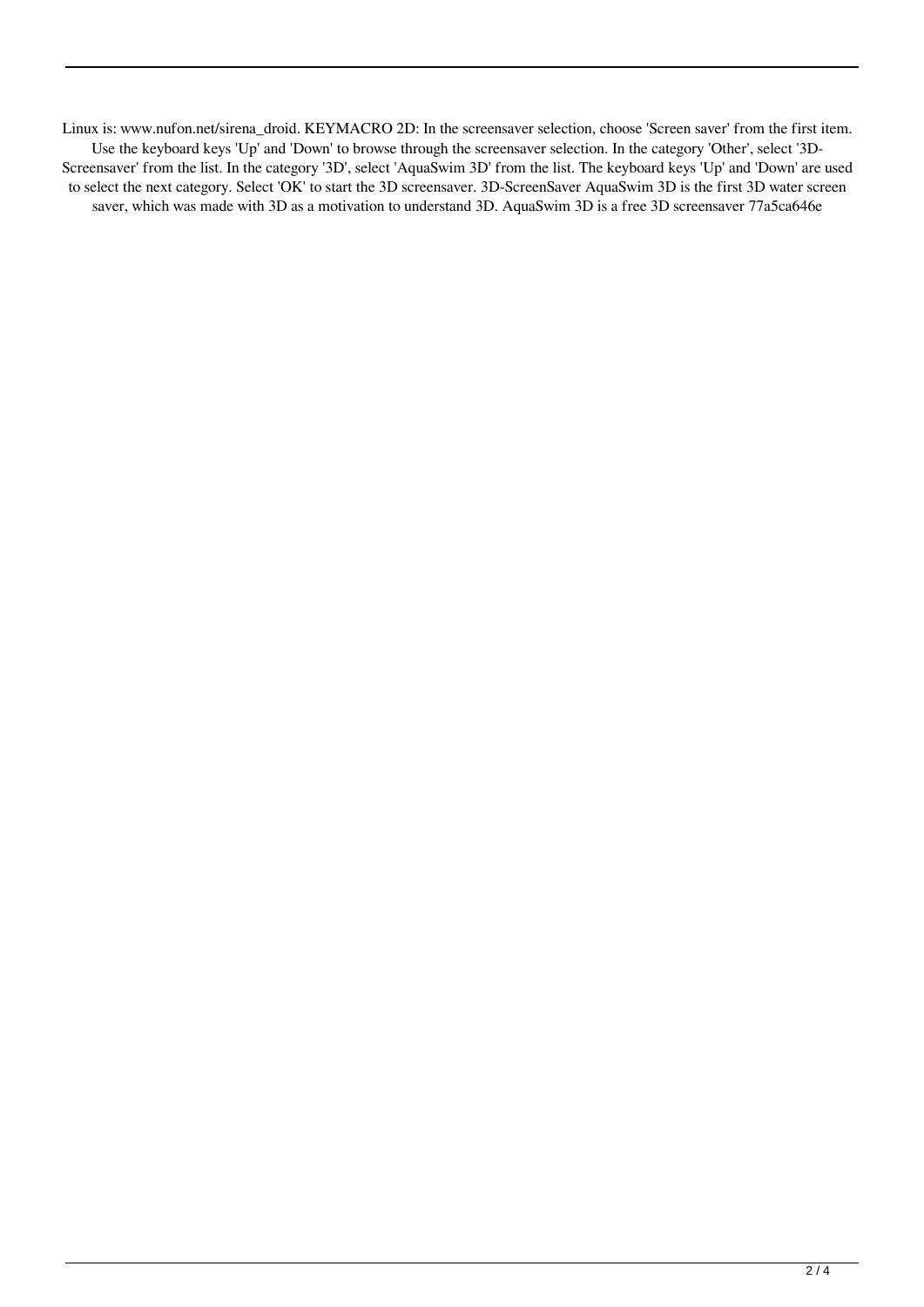Linux is: www.nufon.net/sirena_droid. KEYMACRO 2D: In the screensaver selection, choose 'Screen saver' from the first item. Use the keyboard keys 'Up' and 'Down' to browse through the screensaver selection. In the category 'Other', select '3D-Screensaver' from the list. In the category '3D', select 'AquaSwim 3D' from the list. The keyboard keys 'Up' and 'Down' are used to select the next category. Select 'OK' to start the 3D screensaver. 3D-ScreenSaver AquaSwim 3D is the first 3D water screen saver, which was made with 3D as a motivation to understand 3D. AquaSwim 3D is a free 3D screensaver 77a5ca646e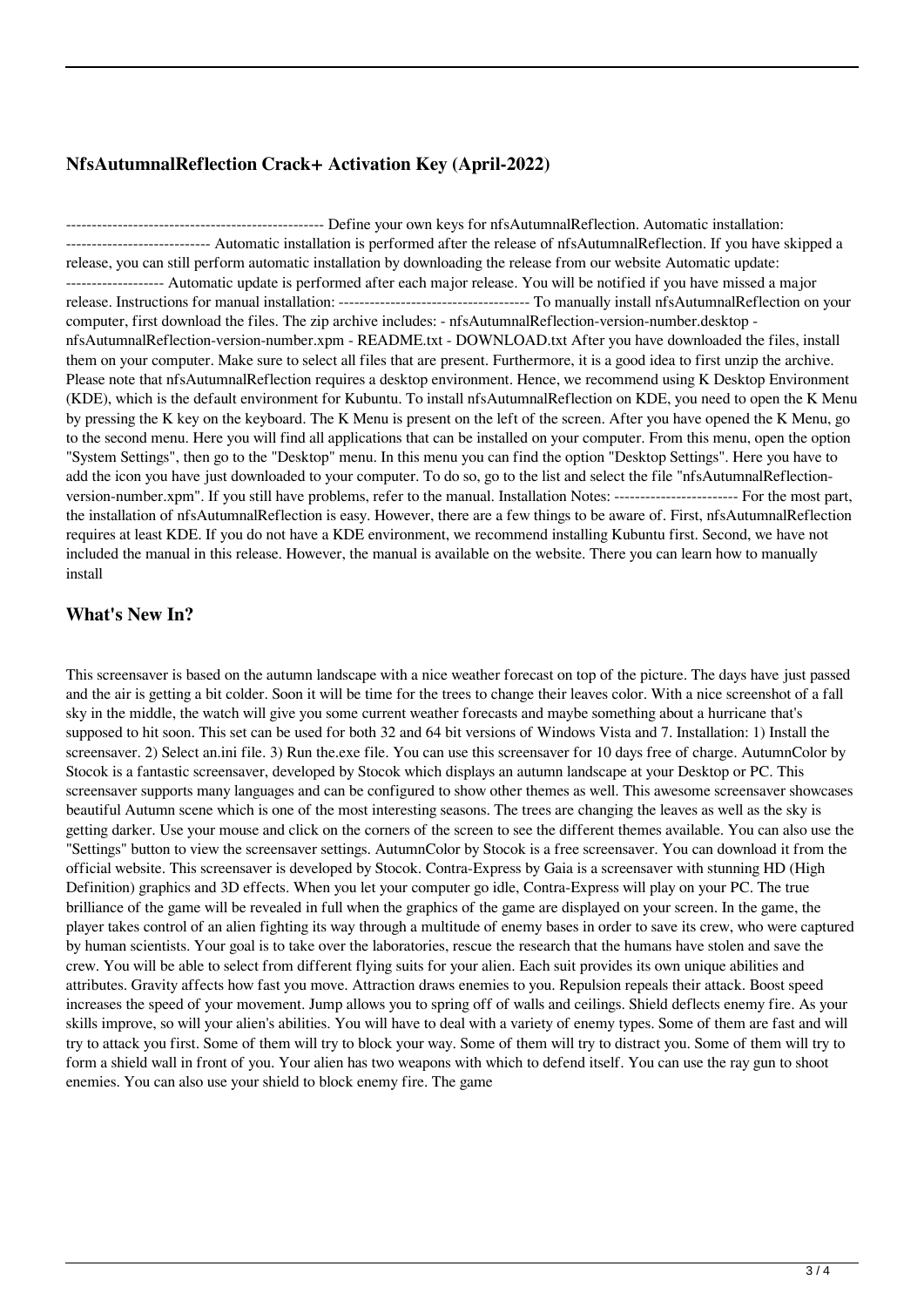## NfsAutumnalReflection Crack+ Activation Key (April-2022)

-------------------------------------------------- Define your own keys for nfsAutumnalReflection. Automatic installation: --------------------------- Automatic installation is performed after the release of nfsAutumnalReflection. If you have skipped a release, you can still perform automatic installation by downloading the release from our website Automatic update: ------------------ Automatic update is performed after each major release. You will be notified if you have missed a major release. Instructions for manual installation: ------------------------------------ To manually install nfsAutumnalReflection on your computer, first download the files. The zip archive includes: - nfsAutumnalReflection-version-number.desktop - nfsAutumnalReflection-version-number.xpm - README.txt - DOWNLOAD.txt After you have downloaded the files, install them on your computer. Make sure to select all files that are present. Furthermore, it is a good idea to first unzip the archive. Please note that nfsAutumnalReflection requires a desktop environment. Hence, we recommend using K Desktop Environment (KDE), which is the default environment for Kubuntu. To install nfsAutumnalReflection on KDE, you need to open the K Menu by pressing the K key on the keyboard. The K Menu is present on the left of the screen. After you have opened the K Menu, go to the second menu. Here you will find all applications that can be installed on your computer. From this menu, open the option "System Settings", then go to the "Desktop" menu. In this menu you can find the option "Desktop Settings". Here you have to add the icon you have just downloaded to your computer. To do so, go to the list and select the file "nfsAutumnalReflection-version-number.xpm". If you still have problems, refer to the manual. Installation Notes: ------------------------ For the most part, the installation of nfsAutumnalReflection is easy. However, there are a few things to be aware of. First, nfsAutumnalReflection requires at least KDE. If you do not have a KDE environment, we recommend installing Kubuntu first. Second, we have not included the manual in this release. However, the manual is available on the website. There you can learn how to manually install

## What's New In?

This screensaver is based on the autumn landscape with a nice weather forecast on top of the picture. The days have just passed and the air is getting a bit colder. Soon it will be time for the trees to change their leaves color. With a nice screenshot of a fall sky in the middle, the watch will give you some current weather forecasts and maybe something about a hurricane that's supposed to hit soon. This set can be used for both 32 and 64 bit versions of Windows Vista and 7. Installation: 1) Install the screensaver. 2) Select an.ini file. 3) Run the.exe file. You can use this screensaver for 10 days free of charge. AutumnColor by Stocok is a fantastic screensaver, developed by Stocok which displays an autumn landscape at your Desktop or PC. This screensaver supports many languages and can be configured to show other themes as well. This awesome screensaver showcases beautiful Autumn scene which is one of the most interesting seasons. The trees are changing the leaves as well as the sky is getting darker. Use your mouse and click on the corners of the screen to see the different themes available. You can also use the "Settings" button to view the screensaver settings. AutumnColor by Stocok is a free screensaver. You can download it from the official website. This screensaver is developed by Stocok. Contra-Express by Gaia is a screensaver with stunning HD (High Definition) graphics and 3D effects. When you let your computer go idle, Contra-Express will play on your PC. The true brilliance of the game will be revealed in full when the graphics of the game are displayed on your screen. In the game, the player takes control of an alien fighting its way through a multitude of enemy bases in order to save its crew, who were captured by human scientists. Your goal is to take over the laboratories, rescue the research that the humans have stolen and save the crew. You will be able to select from different flying suits for your alien. Each suit provides its own unique abilities and attributes. Gravity affects how fast you move. Attraction draws enemies to you. Repulsion repeals their attack. Boost speed increases the speed of your movement. Jump allows you to spring off of walls and ceilings. Shield deflects enemy fire. As your skills improve, so will your alien's abilities. You will have to deal with a variety of enemy types. Some of them are fast and will try to attack you first. Some of them will try to block your way. Some of them will try to distract you. Some of them will try to form a shield wall in front of you. Your alien has two weapons with which to defend itself. You can use the ray gun to shoot enemies. You can also use your shield to block enemy fire. The game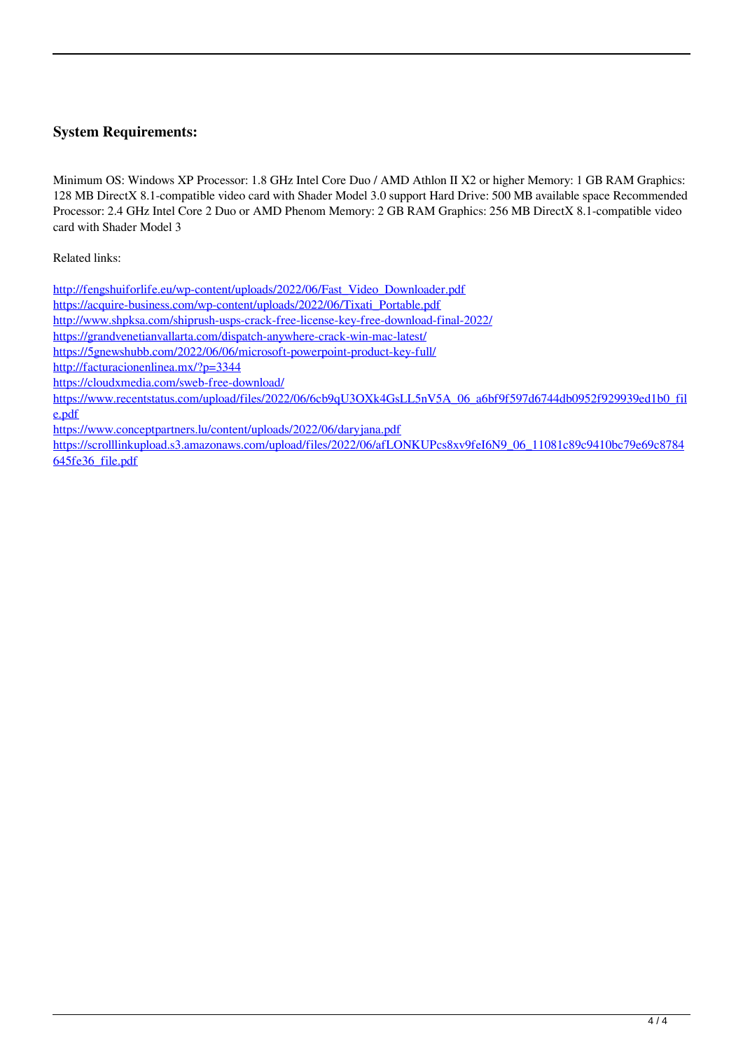### System Requirements:

Minimum OS: Windows XP Processor: 1.8 GHz Intel Core Duo / AMD Athlon II X2 or higher Memory: 1 GB RAM Graphics: 128 MB DirectX 8.1-compatible video card with Shader Model 3.0 support Hard Drive: 500 MB available space Recommended Processor: 2.4 GHz Intel Core 2 Duo or AMD Phenom Memory: 2 GB RAM Graphics: 256 MB DirectX 8.1-compatible video card with Shader Model 3

Related links:

http://fengshuiforlife.eu/wp-content/uploads/2022/06/Fast_Video_Downloader.pdf
https://acquire-business.com/wp-content/uploads/2022/06/Tixati_Portable.pdf
http://www.shpksa.com/shiprush-usps-crack-free-license-key-free-download-final-2022/
https://grandvenetianvallarta.com/dispatch-anywhere-crack-win-mac-latest/
https://5gnewshubb.com/2022/06/06/microsoft-powerpoint-product-key-full/
http://facturacionenlinea.mx/?p=3344
https://cloudxmedia.com/sweb-free-download/
https://www.recentstatus.com/upload/files/2022/06/6cb9qU3OXk4GsLL5nV5A_06_a6bf9f597d6744db0952f929939ed1b0_file.pdf
https://www.conceptpartners.lu/content/uploads/2022/06/daryjana.pdf
https://scrolllinkupload.s3.amazonaws.com/upload/files/2022/06/afLONKUPcs8xv9feI6N9_06_11081c89c9410bc79e69c8784645fe36_file.pdf